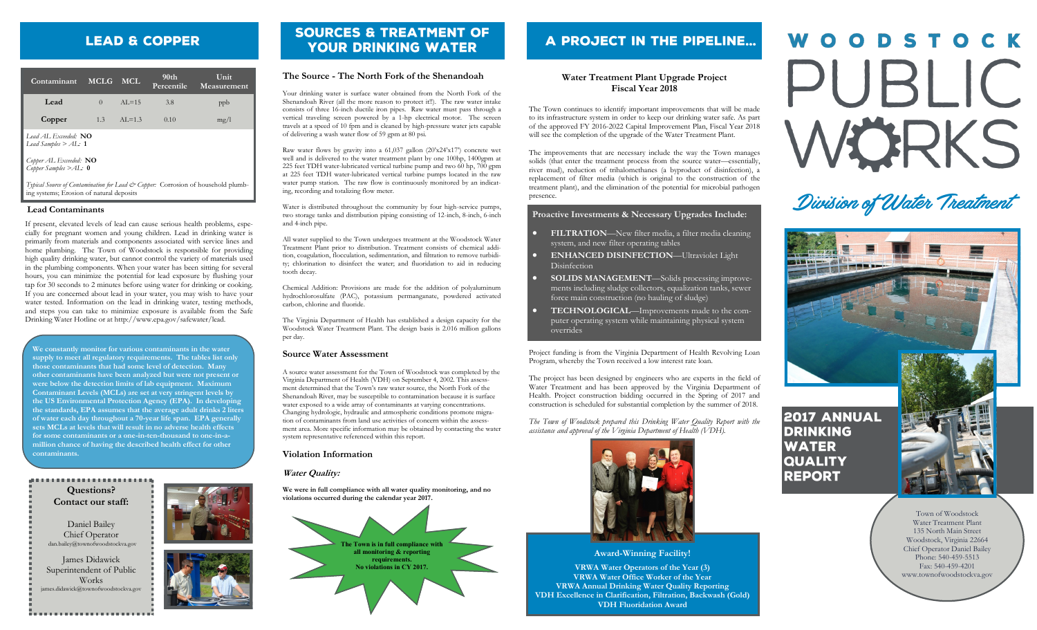# LEAD & COPPER

| Contaminant | MCLG | MCL | 90th Percentile | Unit Measurement |
|---|---|---|---|---|
| Lead | 0 | AL=15 | 3.8 | ppb |
| Copper | 1.3 | AL=1.3 | 0.10 | mg/l |

*Lead AL Exceeded:* **NO**
*Lead Samples > AL:* **1**

*Copper AL Exceeded:* **NO**
*Copper Samples >AL:* **0**

*Typical Source of Contamination for Lead & Copper:* Corrosion of household plumbing systems; Erosion of natural deposits

### Lead Contaminants

If present, elevated levels of lead can cause serious health problems, especially for pregnant women and young children. Lead in drinking water is primarily from materials and components associated with service lines and home plumbing. The Town of Woodstock is responsible for providing high quality drinking water, but cannot control the variety of materials used in the plumbing components. When your water has been sitting for several hours, you can minimize the potential for lead exposure by flushing your tap for 30 seconds to 2 minutes before using water for drinking or cooking. If you are concerned about lead in your water, you may wish to have your water tested. Information on the lead in drinking water, testing methods, and steps you can take to minimize exposure is available from the Safe Drinking Water Hotline or at http://www.epa.gov/safewater/lead.

**We constantly monitor for various contaminants in the water supply to meet all regulatory requirements. The tables list only those contaminants that had some level of detection. Many other contaminants have been analyzed but were not present or were below the detection limits of lab equipment. Maximum Contaminant Levels (MCLs) are set at very stringent levels by the US Environmental Protection Agency (EPA). In developing the standards, EPA assumes that the average adult drinks 2 liters of water each day throughout a 70-year life span. EPA generally sets MCLs at levels that will result in no adverse health effects for some contaminants or a one-in-ten-thousand to one-in-a-million chance of having the described health effect for other contaminants.**

**Questions? Contact our staff:**

Daniel Bailey
Chief Operator
dan.bailey@townofwoodstockva.gov

James Didawick
Superintendent of Public Works
james.didawick@townofwoodstockva.gov

# SOURCES & TREATMENT OF YOUR DRINKING WATER

### The Source - The North Fork of the Shenandoah

Your drinking water is surface water obtained from the North Fork of the Shenandoah River (all the more reason to protect it!!). The raw water intake consists of three 16-inch ductile iron pipes. Raw water must pass through a vertical traveling screen powered by a 1-hp electrical motor. The screen travels at a speed of 10 fpm and is cleaned by high-pressure water jets capable of delivering a wash water flow of 59 gpm at 80 psi.

Raw water flows by gravity into a 61,037 gallon (20'x24'x17') concrete wet well and is delivered to the water treatment plant by one 100hp, 1400gpm at 225 feet TDH water-lubricated vertical turbine pump and two 60 hp, 700 gpm at 225 feet TDH water-lubricated vertical turbine pumps located in the raw water pump station. The raw flow is continuously monitored by an indicating, recording and totalizing flow meter.

Water is distributed throughout the community by four high-service pumps, two storage tanks and distribution piping consisting of 12-inch, 8-inch, 6-inch and 4-inch pipe.

All water supplied to the Town undergoes treatment at the Woodstock Water Treatment Plant prior to distribution. Treatment consists of chemical addition, coagulation, flocculation, sedimentation, and filtration to remove turbidity; chlorination to disinfect the water; and fluoridation to aid in reducing tooth decay.

Chemical Addition: Provisions are made for the addition of polyaluminum hydrochlorosulfate (PAC), potassium permanganate, powdered activated carbon, chlorine and fluoride.

The Virginia Department of Health has established a design capacity for the Woodstock Water Treatment Plant. The design basis is 2.016 million gallons per day.

### Source Water Assessment

A source water assessment for the Town of Woodstock was completed by the Virginia Department of Health (VDH) on September 4, 2002. This assessment determined that the Town's raw water source, the North Fork of the Shenandoah River, may be susceptible to contamination because it is surface water exposed to a wide array of contaminants at varying concentrations. Changing hydrologic, hydraulic and atmospheric conditions promote migration of contaminants from land use activities of concern within the assessment area. More specific information may be obtained by contacting the water system representative referenced within this report.

### Violation Information

#### *Water Quality:*

**We were in full compliance with all water quality monitoring, and no violations occurred during the calendar year 2017.**

**The Town is in full compliance with all monitoring & reporting requirements. No violations in CY 2017.**

# A PROJECT IN THE PIPELINE...

### Water Treatment Plant Upgrade Project Fiscal Year 2018

The Town continues to identify important improvements that will be made to its infrastructure system in order to keep our drinking water safe. As part of the approved FY 2016-2022 Capital Improvement Plan, Fiscal Year 2018 will see the completion of the upgrade of the Water Treatment Plant.

The improvements that are necessary include the way the Town manages solids (that enter the treatment process from the source water—essentially, river mud), reduction of trihalomethanes (a byproduct of disinfection), a replacement of filter media (which is original to the construction of the treatment plant), and the elimination of the potential for microbial pathogen presence.

**Proactive Investments & Necessary Upgrades Include:**

- **FILTRATION**—New filter media, a filter media cleaning system, and new filter operating tables
- **ENHANCED DISINFECTION**—Ultraviolet Light Disinfection
- **SOLIDS MANAGEMENT**—Solids processing improvements including sludge collectors, equalization tanks, sewer force main construction (no hauling of sludge)
- **TECHNOLOGICAL**—Improvements made to the computer operating system while maintaining physical system overrides

Project funding is from the Virginia Department of Health Revolving Loan Program, whereby the Town received a low interest rate loan.

The project has been designed by engineers who are experts in the field of Water Treatment and has been approved by the Virginia Department of Health. Project construction bidding occurred in the Spring of 2017 and construction is scheduled for substantial completion by the summer of 2018.

*The Town of Woodstock prepared this Drinking Water Quality Report with the assistance and approval of the Virginia Department of Health (VDH).*

**Award-Winning Facility!**

**VRWA Water Operators of the Year (3)**
**VRWA Water Office Worker of the Year**
**VRWA Annual Drinking Water Quality Reporting**
**VDH Excellence in Clarification, Filtration, Backwash (Gold)**
**VDH Fluoridation Award**

# WOODSTOCK PUBLIC WORKS

*Division of Water Treatment*

## 2017 ANNUAL DRINKING WATER QUALITY REPORT

Town of Woodstock
Water Treatment Plant
135 North Main Street
Woodstock, Virginia 22664
Chief Operator Daniel Bailey
Phone: 540-459-5513
Fax: 540-459-4201
www.townofwoodstockva.gov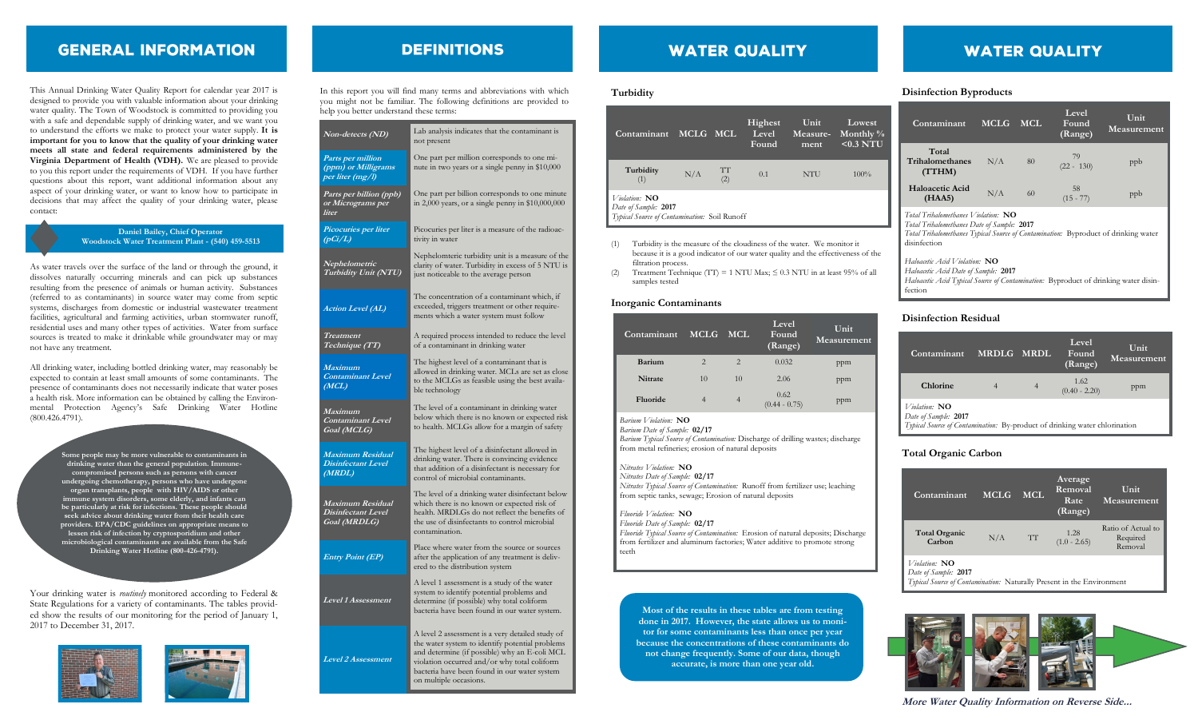# GENERAL INFORMATION

This Annual Drinking Water Quality Report for calendar year 2017 is designed to provide you with valuable information about your drinking water quality. The Town of Woodstock is committed to providing you with a safe and dependable supply of drinking water, and we want you to understand the efforts we make to protect your water supply. **It is important for you to know that the quality of your drinking water meets all state and federal requirements administered by the Virginia Department of Health (VDH).** We are pleased to provide to you this report under the requirements of VDH. If you have further questions about this report, want additional information about any aspect of your drinking water, or want to know how to participate in decisions that may affect the quality of your drinking water, please contact:

**Daniel Bailey, Chief Operator**
**Woodstock Water Treatment Plant - (540) 459-5513**

As water travels over the surface of the land or through the ground, it dissolves naturally occurring minerals and can pick up substances resulting from the presence of animals or human activity. Substances (referred to as contaminants) in source water may come from septic systems, discharges from domestic or industrial wastewater treatment facilities, agricultural and farming activities, urban stormwater runoff, residential uses and many other types of activities. Water from surface sources is treated to make it drinkable while groundwater may or may not have any treatment.

All drinking water, including bottled drinking water, may reasonably be expected to contain at least small amounts of some contaminants. The presence of contaminants does not necessarily indicate that water poses a health risk. More information can be obtained by calling the Environmental Protection Agency's Safe Drinking Water Hotline (800.426.4791).

**Some people may be more vulnerable to contaminants in drinking water than the general population. Immune-compromised persons such as persons with cancer undergoing chemotherapy, persons who have undergone organ transplants, people with HIV/AIDS or other immune system disorders, some elderly, and infants can be particularly at risk for infections. These people should seek advice about drinking water from their health care providers. EPA/CDC guidelines on appropriate means to lessen risk of infection by cryptosporidium and other microbiological contaminants are available from the Safe Drinking Water Hotline (800-426-4791).**

Your drinking water is *routinely* monitored according to Federal & State Regulations for a variety of contaminants. The tables provided show the results of our monitoring for the period of January 1, 2017 to December 31, 2017.

# DEFINITIONS

In this report you will find many terms and abbreviations with which you might not be familiar. The following definitions are provided to help you better understand these terms:

| | |
|---|---|
| *Non-detects (ND)* | Lab analysis indicates that the contaminant is not present |
| *Parts per million (ppm) or Milligrams per liter (mg/l)* | One part per million corresponds to one minute in two years or a single penny in $10,000 |
| *Parts per billion (ppb) or Micrograms per liter* | One part per billion corresponds to one minute in 2,000 years, or a single penny in $10,000,000 |
| *Picocuries per liter (pCi/L)* | Picocuries per liter is a measure of the radioactivity in water |
| *Nephelometric Turbidity Unit (NTU)* | Nephelometric turbidity unit is a measure of the clarity of water. Turbidity in excess of 5 NTU is just noticeable to the average person |
| *Action Level (AL)* | The concentration of a contaminant which, if exceeded, triggers treatment or other requirements which a water system must follow |
| *Treatment Technique (TT)* | A required process intended to reduce the level of a contaminant in drinking water |
| *Maximum Contaminant Level (MCL)* | The highest level of a contaminant that is allowed in drinking water. MCLs are set as close to the MCLGs as feasible using the best available technology |
| *Maximum Contaminant Level Goal (MCLG)* | The level of a contaminant in drinking water below which there is no known or expected risk to health. MCLGs allow for a margin of safety |
| *Maximum Residual Disinfectant Level (MRDL)* | The highest level of a disinfectant allowed in drinking water. There is convincing evidence that addition of a disinfectant is necessary for control of microbial contaminants. |
| *Maximum Residual Disinfectant Level Goal (MRDLG)* | The level of a drinking water disinfectant below which there is no known or expected risk of health. MRDLGs do not reflect the benefits of the use of disinfectants to control microbial contamination. |
| *Entry Point (EP)* | Place where water from the source or sources after the application of any treatment is delivered to the distribution system |
| *Level 1 Assessment* | A level 1 assessment is a study of the water system to identify potential problems and determine (if possible) why total coliform bacteria have been found in our water system. |
| *Level 2 Assessment* | A level 2 assessment is a very detailed study of the water system to identify potential problems and determine (if possible) why an E-coli MCL violation occurred and/or why total coliform bacteria have been found in our water system on multiple occasions. |

# WATER QUALITY

### Turbidity

| Contaminant | MCLG | MCL | Highest Level Found | Unit Measurement | Lowest Monthly % <0.3 NTU |
|---|---|---|---|---|---|
| Turbidity (1) | N/A | TT (2) | 0.1 | NTU | 100% |

*Violation:* **NO**
*Date of Sample:* **2017**
*Typical Source of Contamination:* Soil Runoff

(1) Turbidity is the measure of the cloudiness of the water. We monitor it because it is a good indicator of our water quality and the effectiveness of the filtration process.
(2) Treatment Technique (TT) = 1 NTU Max; ≤ 0.3 NTU in at least 95% of all samples tested

### Inorganic Contaminants

| Contaminant | MCLG | MCL | Level Found (Range) | Unit Measurement |
|---|---|---|---|---|
| Barium | 2 | 2 | 0.032 | ppm |
| Nitrate | 10 | 10 | 2.06 | ppm |
| Fluoride | 4 | 4 | 0.62 (0.44 - 0.75) | ppm |

*Barium Violation:* **NO**
*Barium Date of Sample:* **02/17**
*Barium Typical Source of Contamination:* Discharge of drilling wastes; discharge from metal refineries; erosion of natural deposits

*Nitrates Violation:* **NO**
*Nitrates Date of Sample:* **02/17**
*Nitrates Typical Source of Contamination:* Runoff from fertilizer use; leaching from septic tanks, sewage; Erosion of natural deposits

*Fluoride Violation:* **NO**
*Fluoride Date of Sample:* **02/17**
*Fluoride Typical Source of Contamination:* Erosion of natural deposits; Discharge from fertilizer and aluminum factories; Water additive to promote strong teeth

**Most of the results in these tables are from testing done in 2017. However, the state allows us to monitor for some contaminants less than once per year because the concentrations of these contaminants do not change frequently. Some of our data, though accurate, is more than one year old.**

# WATER QUALITY

### Disinfection Byproducts

| Contaminant | MCLG | MCL | Level Found (Range) | Unit Measurement |
|---|---|---|---|---|
| Total Trihalomethanes (TTHM) | N/A | 80 | 79 (22 - 130) | ppb |
| Haloacetic Acid (HAA5) | N/A | 60 | 58 (15 - 77) | ppb |

*Total Trihalomethanes Violation:* **NO**
*Total Trihalomethanes Date of Sample:* **2017**
*Total Trihalomethanes Typical Source of Contamination:* Byproduct of drinking water disinfection

*Haloacetic Acid Violation:* **NO**
*Haloacetic Acid Date of Sample:* **2017**
*Haloacetic Acid Typical Source of Contamination:* Byproduct of drinking water disinfection

### Disinfection Residual

| Contaminant | MRDLG | MRDL | Level Found (Range) | Unit Measurement |
|---|---|---|---|---|
| Chlorine | 4 | 4 | 1.62 (0.40 - 2.20) | ppm |

*Violation:* **NO**
*Date of Sample:* **2017**
*Typical Source of Contamination:* By-product of drinking water chlorination

### Total Organic Carbon

| Contaminant | MCLG | MCL | Average Removal Rate (Range) | Unit Measurement |
|---|---|---|---|---|
| Total Organic Carbon | N/A | TT | 1.28 (1.0 - 2.65) | Ratio of Actual to Required Removal |

*Violation:* **NO**
*Date of Sample:* **2017**
*Typical Source of Contamination:* Naturally Present in the Environment

***More Water Quality Information on Reverse Side...***